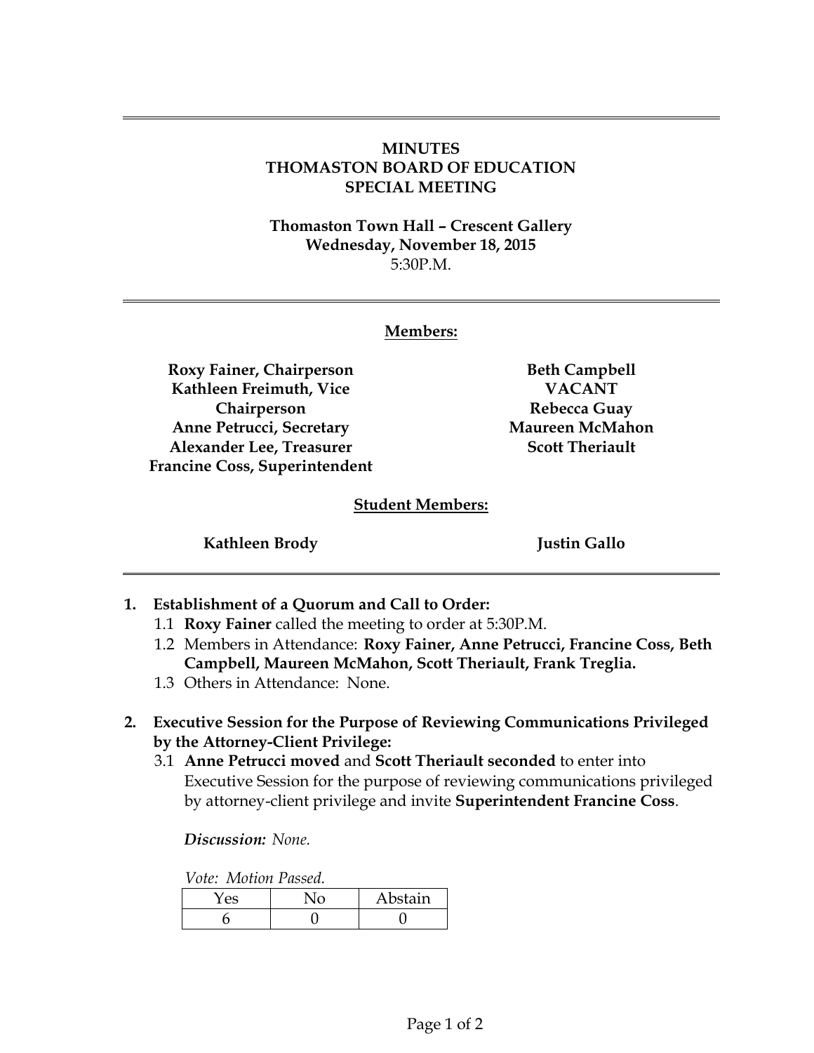# MINUTES
# THOMASTON BOARD OF EDUCATION
# SPECIAL MEETING

**Thomaston Town Hall – Crescent Gallery**
**Wednesday, November 18, 2015**
5:30P.M.

---

**Members:**

**Roxy Fainer, Chairperson**
**Kathleen Freimuth, Vice Chairperson**
**Anne Petrucci, Secretary**
**Alexander Lee, Treasurer**
**Francine Coss, Superintendent**

**Beth Campbell**
**VACANT**
**Rebecca Guay**
**Maureen McMahon**
**Scott Theriault**

**Student Members:**

**Kathleen Brody**

**Justin Gallo**

---

1. **Establishment of a Quorum and Call to Order:**
   1.1 **Roxy Fainer** called the meeting to order at 5:30P.M.
   1.2 Members in Attendance: **Roxy Fainer, Anne Petrucci, Francine Coss, Beth Campbell, Maureen McMahon, Scott Theriault, Frank Treglia.**
   1.3 Others in Attendance: None.

2. **Executive Session for the Purpose of Reviewing Communications Privileged by the Attorney-Client Privilege:**
   3.1 **Anne Petrucci moved** and **Scott Theriault seconded** to enter into Executive Session for the purpose of reviewing communications privileged by attorney-client privilege and invite **Superintendent Francine Coss**.

   ***Discussion:*** *None.*

   *Vote: Motion Passed.*

| Yes | No | Abstain |
|---|---|---|
| 6 | 0 | 0 |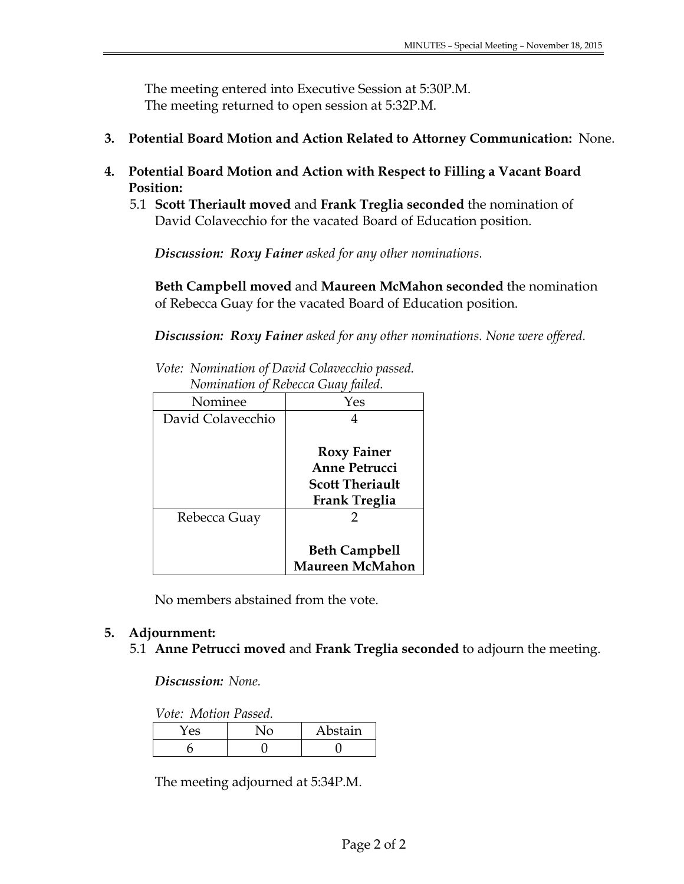The meeting entered into Executive Session at 5:30P.M.
The meeting returned to open session at 5:32P.M.

**3. Potential Board Motion and Action Related to Attorney Communication:** None.

**4. Potential Board Motion and Action with Respect to Filling a Vacant Board Position:**

5.1 **Scott Theriault moved** and **Frank Treglia seconded** the nomination of David Colavecchio for the vacated Board of Education position.

***Discussion: Roxy Fainer*** *asked for any other nominations.*

**Beth Campbell moved** and **Maureen McMahon seconded** the nomination of Rebecca Guay for the vacated Board of Education position.

***Discussion: Roxy Fainer*** *asked for any other nominations. None were offered.*

*Vote: Nomination of David Colavecchio passed.*
*Nomination of Rebecca Guay failed.*

| Nominee | Yes |
|---|---|
| David Colavecchio | 4<br><br>**Roxy Fainer**<br>**Anne Petrucci**<br>**Scott Theriault**<br>**Frank Treglia** |
| Rebecca Guay | 2<br><br>**Beth Campbell**<br>**Maureen McMahon** |

No members abstained from the vote.

**5. Adjournment:**

5.1 **Anne Petrucci moved** and **Frank Treglia seconded** to adjourn the meeting.

***Discussion:*** *None.*

*Vote: Motion Passed.*

| Yes | No | Abstain |
|---|---|---|
| 6 | 0 | 0 |

The meeting adjourned at 5:34P.M.